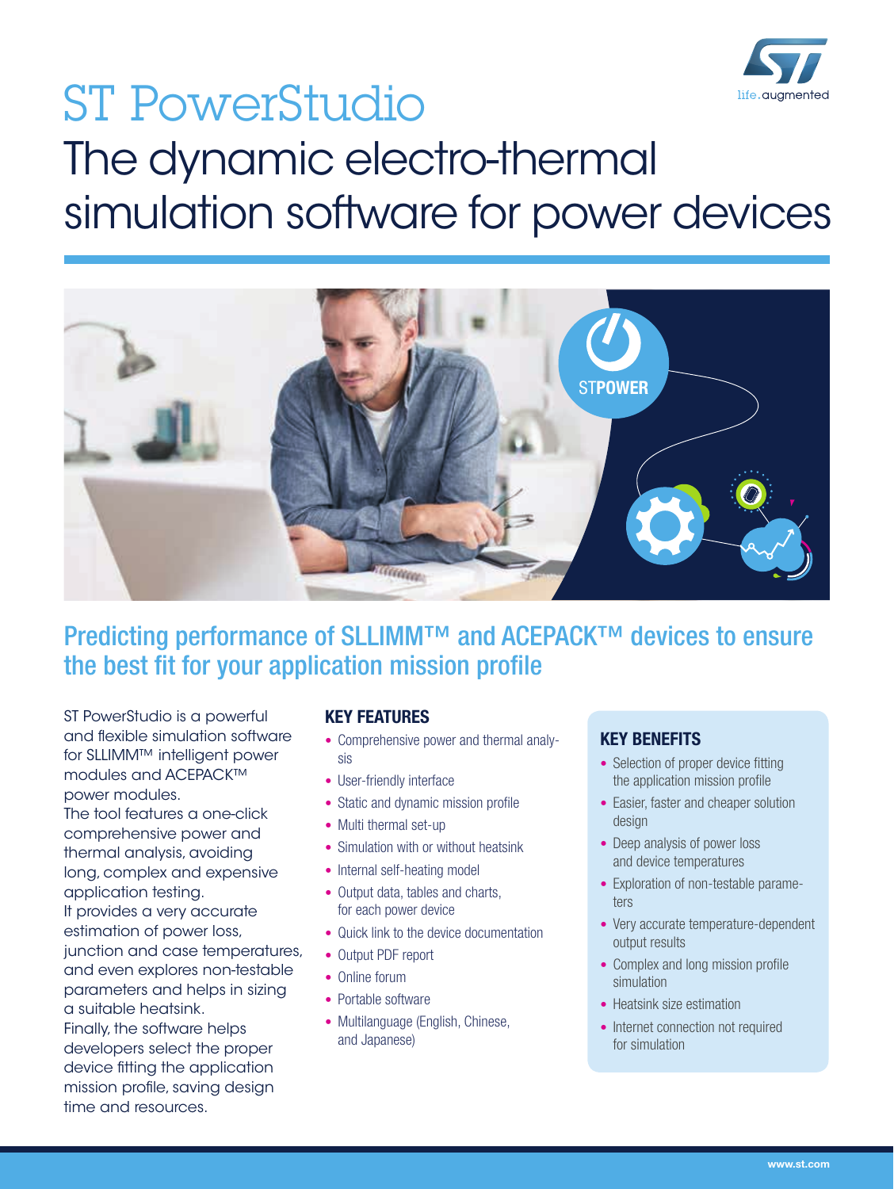# ST PowerStudio

## The dynamic electro-thermal simulation software for power devices

### Predicting performance of SLLIMM™ and ACEPACK™ devices to ensure the best fit for your application mission profile

ST PowerStudio is a powerful and flexible simulation software for SLLIMM™ intelligent power modules and ACEPACK™ power modules.
The tool features a one-click comprehensive power and thermal analysis, avoiding long, complex and expensive application testing.
It provides a very accurate estimation of power loss, junction and case temperatures, and even explores non-testable parameters and helps in sizing a suitable heatsink.
Finally, the software helps developers select the proper device fitting the application mission profile, saving design time and resources.

### KEY FEATURES

- Comprehensive power and thermal analysis
- User-friendly interface
- Static and dynamic mission profile
- Multi thermal set-up
- Simulation with or without heatsink
- Internal self-heating model
- Output data, tables and charts, for each power device
- Quick link to the device documentation
- Output PDF report
- Online forum
- Portable software
- Multilanguage (English, Chinese, and Japanese)

### KEY BENEFITS

- Selection of proper device fitting the application mission profile
- Easier, faster and cheaper solution design
- Deep analysis of power loss and device temperatures
- Exploration of non-testable parameters
- Very accurate temperature-dependent output results
- Complex and long mission profile simulation
- Heatsink size estimation
- Internet connection not required for simulation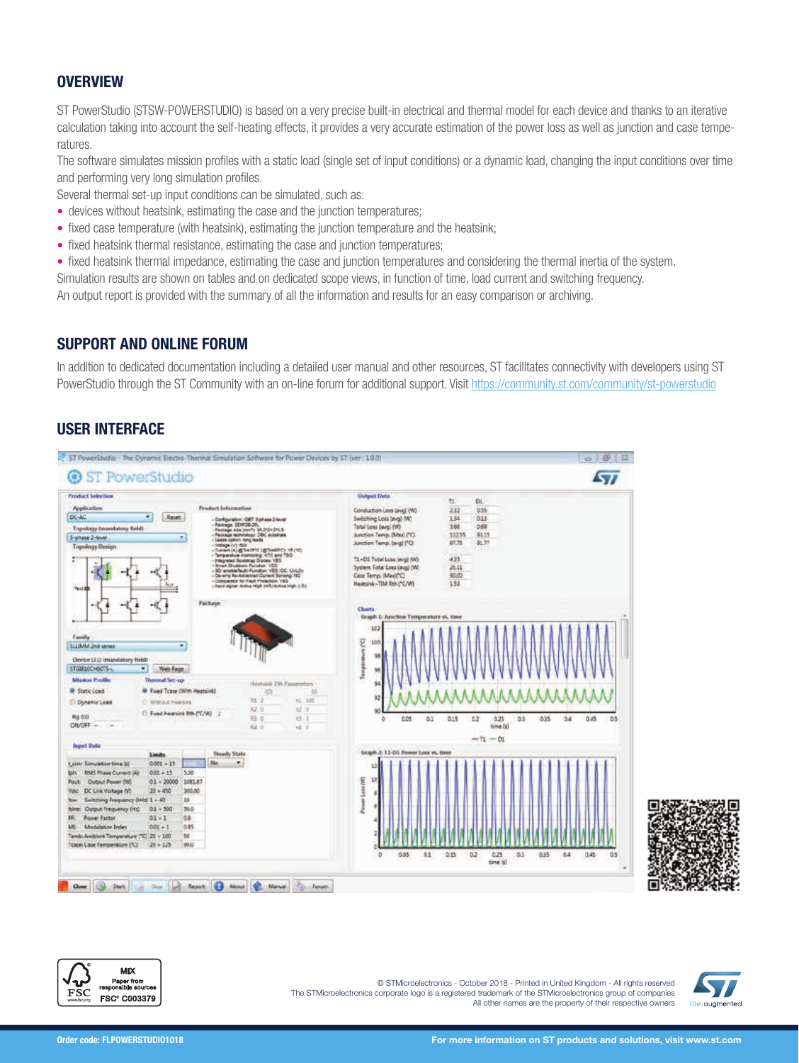## OVERVIEW

ST PowerStudio (STSW-POWERSTUDIO) is based on a very precise built-in electrical and thermal model for each device and thanks to an iterative calculation taking into account the self-heating effects, it provides a very accurate estimation of the power loss as well as junction and case temperatures.

The software simulates mission profiles with a static load (single set of input conditions) or a dynamic load, changing the input conditions over time and performing very long simulation profiles.

Several thermal set-up input conditions can be simulated, such as:

- devices without heatsink, estimating the case and the junction temperatures;
- fixed case temperature (with heatsink), estimating the junction temperature and the heatsink;
- fixed heatsink thermal resistance, estimating the case and junction temperatures;
- fixed heatsink thermal impedance, estimating the case and junction temperatures and considering the thermal inertia of the system.

Simulation results are shown on tables and on dedicated scope views, in function of time, load current and switching frequency.

An output report is provided with the summary of all the information and results for an easy comparison or archiving.

## SUPPORT AND ONLINE FORUM

In addition to dedicated documentation including a detailed user manual and other resources, ST facilitates connectivity with developers using ST PowerStudio through the ST Community with an on-line forum for additional support. Visit https://community.st.com/community/st-powerstudio

## USER INTERFACE

© STMicroelectronics - October 2018 - Printed in United Kingdom - All rights reserved
The STMicroelectronics corporate logo is a registered trademark of the STMicroelectronics group of companies
All other names are the property of their respective owners

Order code: FLPOWERSTUDIO1018

For more information on ST products and solutions, visit www.st.com